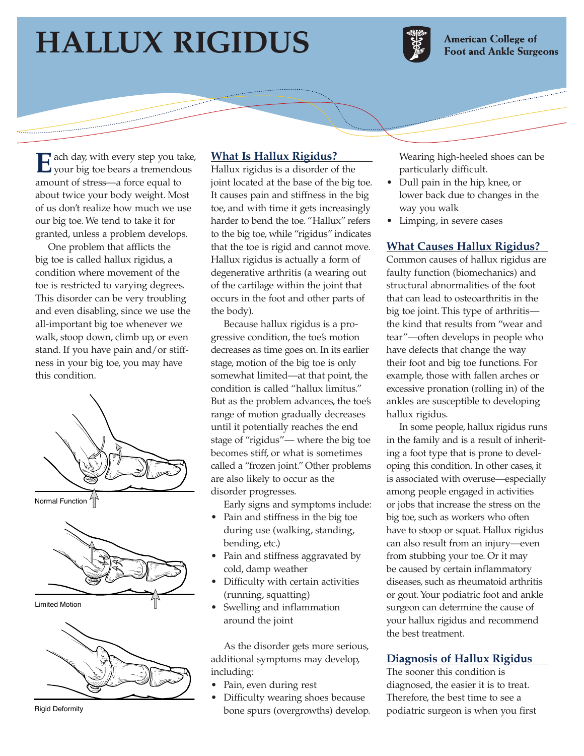# HALLUX RIGIDUS

American College of Foot and Ankle Surgeons

Each day, with every step you take, your big toe bears a tremendous amount of stress—a force equal to about twice your body weight. Most of us don't realize how much we use our big toe. We tend to take it for granted, unless a problem develops.

One problem that afflicts the big toe is called hallux rigidus, a condition where movement of the toe is restricted to varying degrees. This disorder can be very troubling and even disabling, since we use the all-important big toe whenever we walk, stoop down, climb up, or even stand. If you have pain and/or stiffness in your big toe, you may have this condition.

Normal Function

Limited Motion

Rigid Deformity

## What Is Hallux Rigidus?

Hallux rigidus is a disorder of the joint located at the base of the big toe. It causes pain and stiffness in the big toe, and with time it gets increasingly harder to bend the toe. "Hallux" refers to the big toe, while "rigidus" indicates that the toe is rigid and cannot move. Hallux rigidus is actually a form of degenerative arthritis (a wearing out of the cartilage within the joint that occurs in the foot and other parts of the body).

Because hallux rigidus is a progressive condition, the toe's motion decreases as time goes on. In its earlier stage, motion of the big toe is only somewhat limited—at that point, the condition is called "hallux limitus." But as the problem advances, the toe's range of motion gradually decreases until it potentially reaches the end stage of "rigidus"— where the big toe becomes stiff, or what is sometimes called a "frozen joint." Other problems are also likely to occur as the disorder progresses.

Early signs and symptoms include:

- Pain and stiffness in the big toe during use (walking, standing, bending, etc.)
- Pain and stiffness aggravated by cold, damp weather
- Difficulty with certain activities (running, squatting)
- Swelling and inflammation around the joint

As the disorder gets more serious, additional symptoms may develop, including:

- Pain, even during rest
- Difficulty wearing shoes because bone spurs (overgrowths) develop. Wearing high-heeled shoes can be particularly difficult.
- Dull pain in the hip, knee, or lower back due to changes in the way you walk
- Limping, in severe cases

## What Causes Hallux Rigidus?

Common causes of hallux rigidus are faulty function (biomechanics) and structural abnormalities of the foot that can lead to osteoarthritis in the big toe joint. This type of arthritis—the kind that results from "wear and tear"—often develops in people who have defects that change the way their foot and big toe functions. For example, those with fallen arches or excessive pronation (rolling in) of the ankles are susceptible to developing hallux rigidus.

In some people, hallux rigidus runs in the family and is a result of inheriting a foot type that is prone to developing this condition. In other cases, it is associated with overuse—especially among people engaged in activities or jobs that increase the stress on the big toe, such as workers who often have to stoop or squat. Hallux rigidus can also result from an injury—even from stubbing your toe. Or it may be caused by certain inflammatory diseases, such as rheumatoid arthritis or gout. Your podiatric foot and ankle surgeon can determine the cause of your hallux rigidus and recommend the best treatment.

## Diagnosis of Hallux Rigidus

The sooner this condition is diagnosed, the easier it is to treat. Therefore, the best time to see a podiatric surgeon is when you first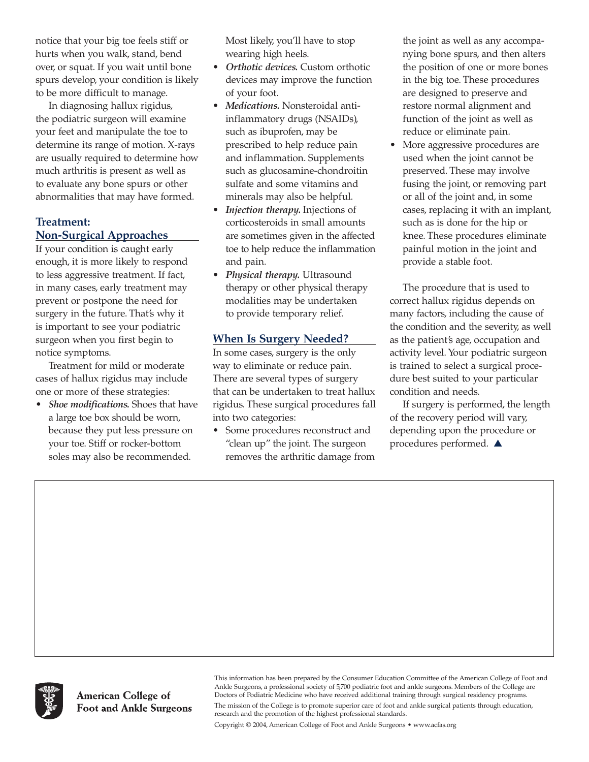notice that your big toe feels stiff or hurts when you walk, stand, bend over, or squat. If you wait until bone spurs develop, your condition is likely to be more difficult to manage.

In diagnosing hallux rigidus, the podiatric surgeon will examine your feet and manipulate the toe to determine its range of motion. X-rays are usually required to determine how much arthritis is present as well as to evaluate any bone spurs or other abnormalities that may have formed.

## Treatment: Non-Surgical Approaches

If your condition is caught early enough, it is more likely to respond to less aggressive treatment. If fact, in many cases, early treatment may prevent or postpone the need for surgery in the future. That's why it is important to see your podiatric surgeon when you first begin to notice symptoms.

Treatment for mild or moderate cases of hallux rigidus may include one or more of these strategies:

- ***Shoe modifications.*** Shoes that have a large toe box should be worn, because they put less pressure on your toe. Stiff or rocker-bottom soles may also be recommended. Most likely, you'll have to stop wearing high heels.
- ***Orthotic devices.*** Custom orthotic devices may improve the function of your foot.
- ***Medications.*** Nonsteroidal anti-inflammatory drugs (NSAIDs), such as ibuprofen, may be prescribed to help reduce pain and inflammation. Supplements such as glucosamine-chondroitin sulfate and some vitamins and minerals may also be helpful.
- ***Injection therapy.*** Injections of corticosteroids in small amounts are sometimes given in the affected toe to help reduce the inflammation and pain.
- ***Physical therapy.*** Ultrasound therapy or other physical therapy modalities may be undertaken to provide temporary relief.

## When Is Surgery Needed?

In some cases, surgery is the only way to eliminate or reduce pain. There are several types of surgery that can be undertaken to treat hallux rigidus. These surgical procedures fall into two categories:

- Some procedures reconstruct and "clean up" the joint. The surgeon removes the arthritic damage from the joint as well as any accompanying bone spurs, and then alters the position of one or more bones in the big toe. These procedures are designed to preserve and restore normal alignment and function of the joint as well as reduce or eliminate pain.
- More aggressive procedures are used when the joint cannot be preserved. These may involve fusing the joint, or removing part or all of the joint and, in some cases, replacing it with an implant, such as is done for the hip or knee. These procedures eliminate painful motion in the joint and provide a stable foot.

The procedure that is used to correct hallux rigidus depends on many factors, including the cause of the condition and the severity, as well as the patient's age, occupation and activity level. Your podiatric surgeon is trained to select a surgical procedure best suited to your particular condition and needs.

If surgery is performed, the length of the recovery period will vary, depending upon the procedure or procedures performed. ▲

**American College of Foot and Ankle Surgeons**

This information has been prepared by the Consumer Education Committee of the American College of Foot and Ankle Surgeons, a professional society of 5,700 podiatric foot and ankle surgeons. Members of the College are Doctors of Podiatric Medicine who have received additional training through surgical residency programs.

The mission of the College is to promote superior care of foot and ankle surgical patients through education, research and the promotion of the highest professional standards.

Copyright © 2004, American College of Foot and Ankle Surgeons • www.acfas.org